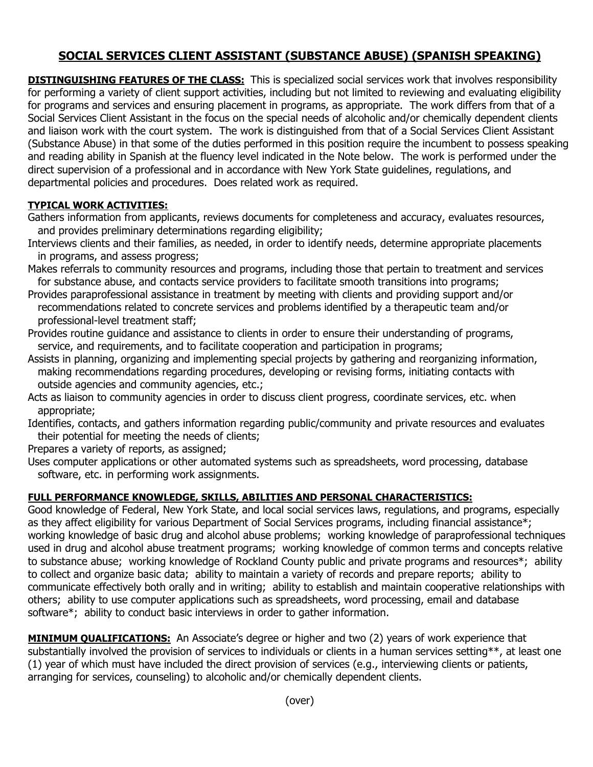# SOCIAL SERVICES CLIENT ASSISTANT (SUBSTANCE ABUSE) (SPANISH SPEAKING)

**DISTINGUISHING FEATURES OF THE CLASS:** This is specialized social services work that involves responsibility for performing a variety of client support activities, including but not limited to reviewing and evaluating eligibility for programs and services and ensuring placement in programs, as appropriate. The work differs from that of a Social Services Client Assistant in the focus on the special needs of alcoholic and/or chemically dependent clients and liaison work with the court system. The work is distinguished from that of a Social Services Client Assistant (Substance Abuse) in that some of the duties performed in this position require the incumbent to possess speaking and reading ability in Spanish at the fluency level indicated in the Note below. The work is performed under the direct supervision of a professional and in accordance with New York State guidelines, regulations, and departmental policies and procedures. Does related work as required.

**TYPICAL WORK ACTIVITIES:**

Gathers information from applicants, reviews documents for completeness and accuracy, evaluates resources, and provides preliminary determinations regarding eligibility;

Interviews clients and their families, as needed, in order to identify needs, determine appropriate placements in programs, and assess progress;

Makes referrals to community resources and programs, including those that pertain to treatment and services for substance abuse, and contacts service providers to facilitate smooth transitions into programs;

Provides paraprofessional assistance in treatment by meeting with clients and providing support and/or recommendations related to concrete services and problems identified by a therapeutic team and/or professional-level treatment staff;

Provides routine guidance and assistance to clients in order to ensure their understanding of programs, service, and requirements, and to facilitate cooperation and participation in programs;

Assists in planning, organizing and implementing special projects by gathering and reorganizing information, making recommendations regarding procedures, developing or revising forms, initiating contacts with outside agencies and community agencies, etc.;

Acts as liaison to community agencies in order to discuss client progress, coordinate services, etc. when appropriate;

Identifies, contacts, and gathers information regarding public/community and private resources and evaluates their potential for meeting the needs of clients;

Prepares a variety of reports, as assigned;

Uses computer applications or other automated systems such as spreadsheets, word processing, database software, etc. in performing work assignments.

**FULL PERFORMANCE KNOWLEDGE, SKILLS, ABILITIES AND PERSONAL CHARACTERISTICS:**

Good knowledge of Federal, New York State, and local social services laws, regulations, and programs, especially as they affect eligibility for various Department of Social Services programs, including financial assistance*; working knowledge of basic drug and alcohol abuse problems; working knowledge of paraprofessional techniques used in drug and alcohol abuse treatment programs; working knowledge of common terms and concepts relative to substance abuse; working knowledge of Rockland County public and private programs and resources*; ability to collect and organize basic data; ability to maintain a variety of records and prepare reports; ability to communicate effectively both orally and in writing; ability to establish and maintain cooperative relationships with others; ability to use computer applications such as spreadsheets, word processing, email and database software*; ability to conduct basic interviews in order to gather information.

**MINIMUM QUALIFICATIONS:** An Associate's degree or higher and two (2) years of work experience that substantially involved the provision of services to individuals or clients in a human services setting**, at least one (1) year of which must have included the direct provision of services (e.g., interviewing clients or patients, arranging for services, counseling) to alcoholic and/or chemically dependent clients.

(over)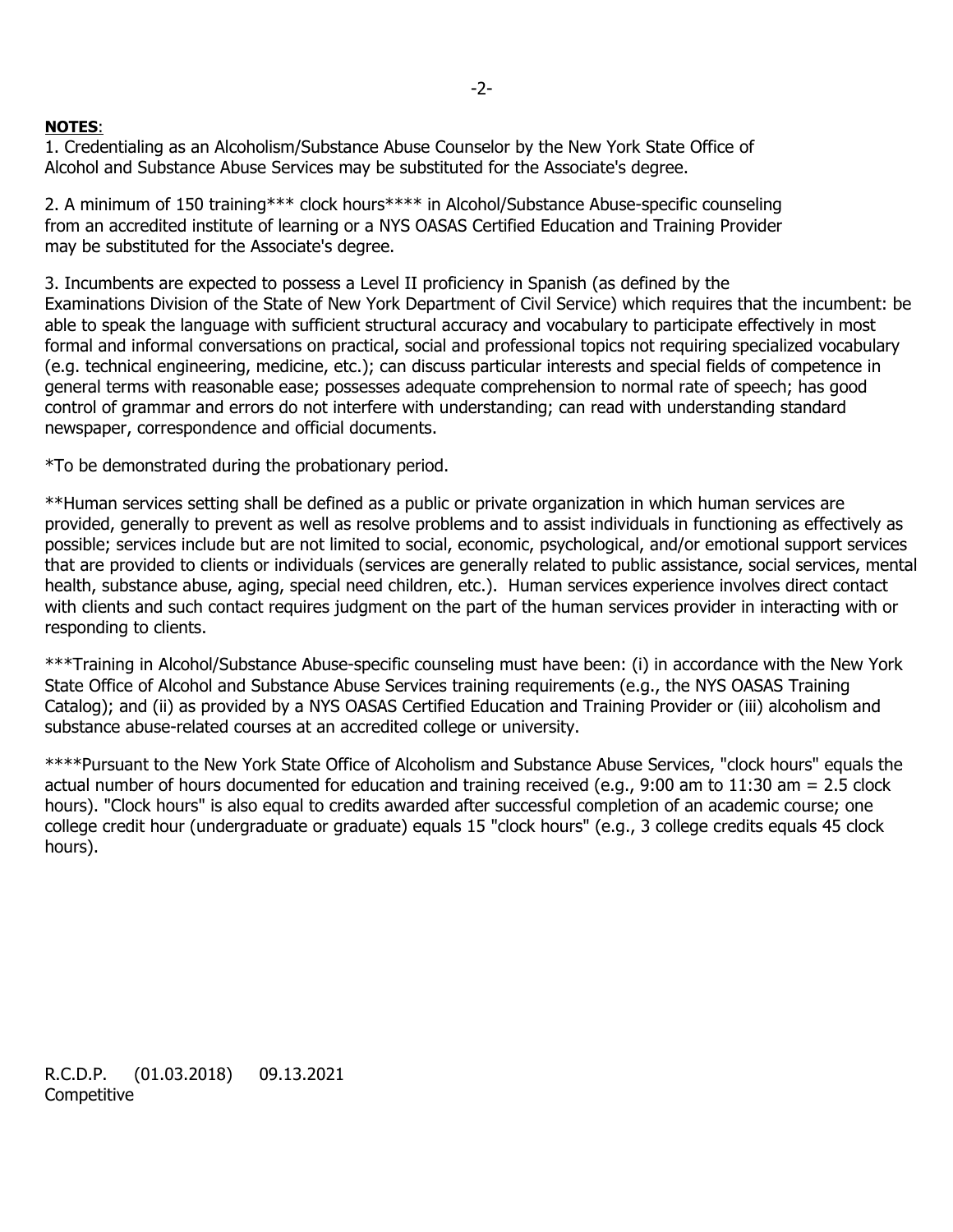**NOTES**:

1. Credentialing as an Alcoholism/Substance Abuse Counselor by the New York State Office of Alcohol and Substance Abuse Services may be substituted for the Associate's degree.

2. A minimum of 150 training*** clock hours**** in Alcohol/Substance Abuse-specific counseling from an accredited institute of learning or a NYS OASAS Certified Education and Training Provider may be substituted for the Associate's degree.

3. Incumbents are expected to possess a Level II proficiency in Spanish (as defined by the Examinations Division of the State of New York Department of Civil Service) which requires that the incumbent: be able to speak the language with sufficient structural accuracy and vocabulary to participate effectively in most formal and informal conversations on practical, social and professional topics not requiring specialized vocabulary (e.g. technical engineering, medicine, etc.); can discuss particular interests and special fields of competence in general terms with reasonable ease; possesses adequate comprehension to normal rate of speech; has good control of grammar and errors do not interfere with understanding; can read with understanding standard newspaper, correspondence and official documents.

*To be demonstrated during the probationary period.

**Human services setting shall be defined as a public or private organization in which human services are provided, generally to prevent as well as resolve problems and to assist individuals in functioning as effectively as possible; services include but are not limited to social, economic, psychological, and/or emotional support services that are provided to clients or individuals (services are generally related to public assistance, social services, mental health, substance abuse, aging, special need children, etc.). Human services experience involves direct contact with clients and such contact requires judgment on the part of the human services provider in interacting with or responding to clients.

***Training in Alcohol/Substance Abuse-specific counseling must have been: (i) in accordance with the New York State Office of Alcohol and Substance Abuse Services training requirements (e.g., the NYS OASAS Training Catalog); and (ii) as provided by a NYS OASAS Certified Education and Training Provider or (iii) alcoholism and substance abuse-related courses at an accredited college or university.

****Pursuant to the New York State Office of Alcoholism and Substance Abuse Services, "clock hours" equals the actual number of hours documented for education and training received (e.g., 9:00 am to 11:30 am = 2.5 clock hours). "Clock hours" is also equal to credits awarded after successful completion of an academic course; one college credit hour (undergraduate or graduate) equals 15 "clock hours" (e.g., 3 college credits equals 45 clock hours).

R.C.D.P. (01.03.2018) 09.13.2021
Competitive